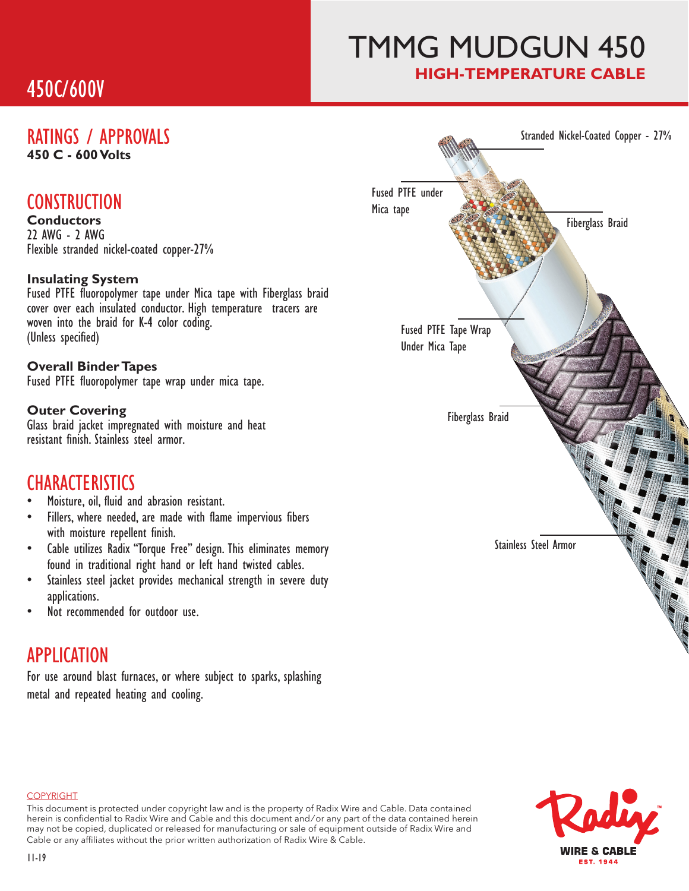# TMMG MUDGUN 450

## HIGH-TEMPERATURE CABLE

450C/600V

## RATINGS / APPROVALS

**450 C - 600 Volts**

## CONSTRUCTION

**Conductors**

22 AWG - 2 AWG
Flexible stranded nickel-coated copper-27%

**Insulating System**

Fused PTFE fluoropolymer tape under Mica tape with Fiberglass braid cover over each insulated conductor. High temperature tracers are woven into the braid for K-4 color coding.
(Unless specified)

**Overall Binder Tapes**

Fused PTFE fluoropolymer tape wrap under mica tape.

**Outer Covering**

Glass braid jacket impregnated with moisture and heat resistant finish. Stainless steel armor.

## CHARACTERISTICS

- Moisture, oil, fluid and abrasion resistant.
- Fillers, where needed, are made with flame impervious fibers with moisture repellent finish.
- Cable utilizes Radix "Torque Free" design. This eliminates memory found in traditional right hand or left hand twisted cables.
- Stainless steel jacket provides mechanical strength in severe duty applications.
- Not recommended for outdoor use.

## APPLICATION

For use around blast furnaces, or where subject to sparks, splashing metal and repeated heating and cooling.

Stranded Nickel-Coated Copper - 27%

Fused PTFE under Mica tape

Fiberglass Braid

Fused PTFE Tape Wrap Under Mica Tape

Fiberglass Braid

Stainless Steel Armor

COPYRIGHT

This document is protected under copyright law and is the property of Radix Wire and Cable. Data contained herein is confidential to Radix Wire and Cable and this document and/or any part of the data contained herein may not be copied, duplicated or released for manufacturing or sale of equipment outside of Radix Wire and Cable or any affiliates without the prior written authorization of Radix Wire & Cable.

11-19

Radix WIRE & CABLE EST. 1944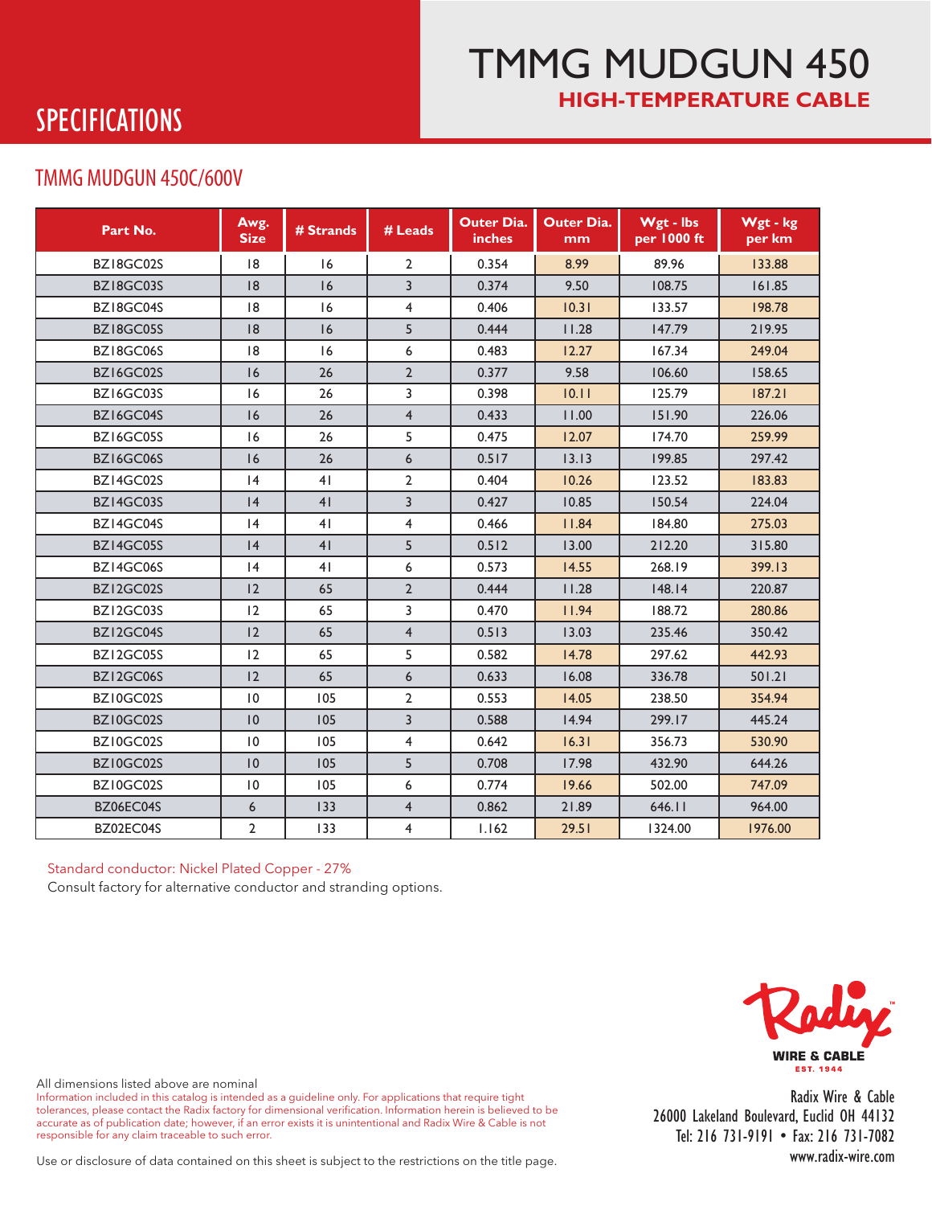# SPECIFICATIONS

# TMMG MUDGUN 450

## HIGH-TEMPERATURE CABLE

### TMMG MUDGUN 450C/600V

| Part No. | Awg. Size | # Strands | # Leads | Outer Dia. inches | Outer Dia. mm | Wgt - lbs per 1000 ft | Wgt - kg per km |
|---|---|---|---|---|---|---|---|
| BZ18GC02S | 18 | 16 | 2 | 0.354 | 8.99 | 89.96 | 133.88 |
| BZ18GC03S | 18 | 16 | 3 | 0.374 | 9.50 | 108.75 | 161.85 |
| BZ18GC04S | 18 | 16 | 4 | 0.406 | 10.31 | 133.57 | 198.78 |
| BZ18GC05S | 18 | 16 | 5 | 0.444 | 11.28 | 147.79 | 219.95 |
| BZ18GC06S | 18 | 16 | 6 | 0.483 | 12.27 | 167.34 | 249.04 |
| BZ16GC02S | 16 | 26 | 2 | 0.377 | 9.58 | 106.60 | 158.65 |
| BZ16GC03S | 16 | 26 | 3 | 0.398 | 10.11 | 125.79 | 187.21 |
| BZ16GC04S | 16 | 26 | 4 | 0.433 | 11.00 | 151.90 | 226.06 |
| BZ16GC05S | 16 | 26 | 5 | 0.475 | 12.07 | 174.70 | 259.99 |
| BZ16GC06S | 16 | 26 | 6 | 0.517 | 13.13 | 199.85 | 297.42 |
| BZ14GC02S | 14 | 41 | 2 | 0.404 | 10.26 | 123.52 | 183.83 |
| BZ14GC03S | 14 | 41 | 3 | 0.427 | 10.85 | 150.54 | 224.04 |
| BZ14GC04S | 14 | 41 | 4 | 0.466 | 11.84 | 184.80 | 275.03 |
| BZ14GC05S | 14 | 41 | 5 | 0.512 | 13.00 | 212.20 | 315.80 |
| BZ14GC06S | 14 | 41 | 6 | 0.573 | 14.55 | 268.19 | 399.13 |
| BZ12GC02S | 12 | 65 | 2 | 0.444 | 11.28 | 148.14 | 220.87 |
| BZ12GC03S | 12 | 65 | 3 | 0.470 | 11.94 | 188.72 | 280.86 |
| BZ12GC04S | 12 | 65 | 4 | 0.513 | 13.03 | 235.46 | 350.42 |
| BZ12GC05S | 12 | 65 | 5 | 0.582 | 14.78 | 297.62 | 442.93 |
| BZ12GC06S | 12 | 65 | 6 | 0.633 | 16.08 | 336.78 | 501.21 |
| BZ10GC02S | 10 | 105 | 2 | 0.553 | 14.05 | 238.50 | 354.94 |
| BZ10GC02S | 10 | 105 | 3 | 0.588 | 14.94 | 299.17 | 445.24 |
| BZ10GC02S | 10 | 105 | 4 | 0.642 | 16.31 | 356.73 | 530.90 |
| BZ10GC02S | 10 | 105 | 5 | 0.708 | 17.98 | 432.90 | 644.26 |
| BZ10GC02S | 10 | 105 | 6 | 0.774 | 19.66 | 502.00 | 747.09 |
| BZ06EC04S | 6 | 133 | 4 | 0.862 | 21.89 | 646.11 | 964.00 |
| BZ02EC04S | 2 | 133 | 4 | 1.162 | 29.51 | 1324.00 | 1976.00 |

Standard conductor: Nickel Plated Copper - 27%

Consult factory for alternative conductor and stranding options.

All dimensions listed above are nominal

Information included in this catalog is intended as a guideline only. For applications that require tight tolerances, please contact the Radix factory for dimensional verification. Information herein is believed to be accurate as of publication date; however, if an error exists it is unintentional and Radix Wire & Cable is not responsible for any claim traceable to such error.

Use or disclosure of data contained on this sheet is subject to the restrictions on the title page.

Radix Wire & Cable
26000 Lakeland Boulevard, Euclid OH 44132
Tel: 216 731-9191 • Fax: 216 731-7082
www.radix-wire.com